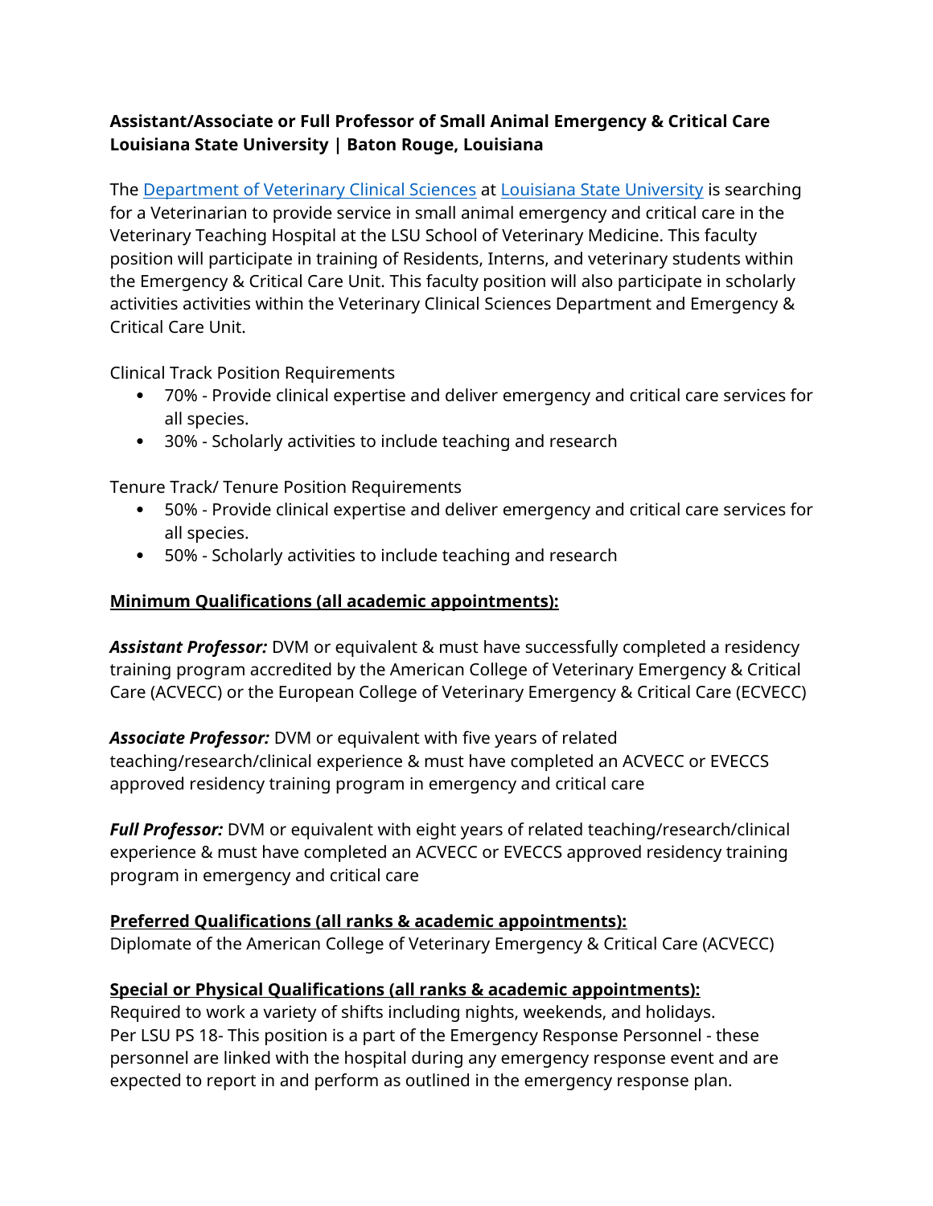**Assistant/Associate or Full Professor of Small Animal Emergency & Critical Care**
**Louisiana State University | Baton Rouge, Louisiana**

The [Department of Veterinary Clinical Sciences](#) at [Louisiana State University](#) is searching for a Veterinarian to provide service in small animal emergency and critical care in the Veterinary Teaching Hospital at the LSU School of Veterinary Medicine. This faculty position will participate in training of Residents, Interns, and veterinary students within the Emergency & Critical Care Unit. This faculty position will also participate in scholarly activities activities within the Veterinary Clinical Sciences Department and Emergency & Critical Care Unit.

Clinical Track Position Requirements

- 70% - Provide clinical expertise and deliver emergency and critical care services for all species.
- 30% - Scholarly activities to include teaching and research

Tenure Track/ Tenure Position Requirements

- 50% - Provide clinical expertise and deliver emergency and critical care services for all species.
- 50% - Scholarly activities to include teaching and research

**Minimum Qualifications (all academic appointments):**

***Assistant Professor:*** DVM or equivalent & must have successfully completed a residency training program accredited by the American College of Veterinary Emergency & Critical Care (ACVECC) or the European College of Veterinary Emergency & Critical Care (ECVECC)

***Associate Professor:*** DVM or equivalent with five years of related teaching/research/clinical experience & must have completed an ACVECC or EVECCS approved residency training program in emergency and critical care

***Full Professor:*** DVM or equivalent with eight years of related teaching/research/clinical experience & must have completed an ACVECC or EVECCS approved residency training program in emergency and critical care

**Preferred Qualifications (all ranks & academic appointments):**
Diplomate of the American College of Veterinary Emergency & Critical Care (ACVECC)

**Special or Physical Qualifications (all ranks & academic appointments):**
Required to work a variety of shifts including nights, weekends, and holidays.
Per LSU PS 18- This position is a part of the Emergency Response Personnel - these personnel are linked with the hospital during any emergency response event and are expected to report in and perform as outlined in the emergency response plan.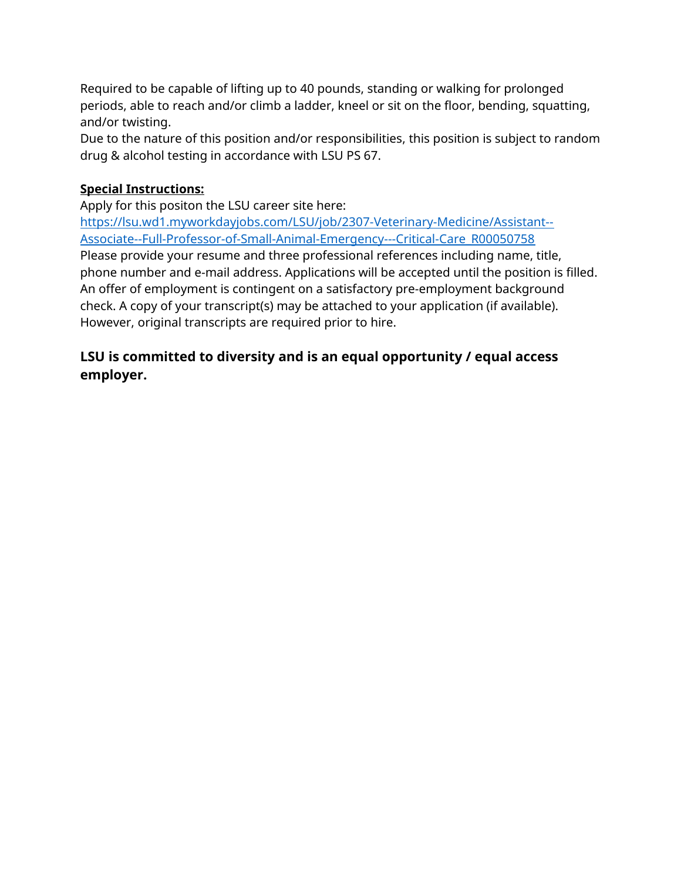Required to be capable of lifting up to 40 pounds, standing or walking for prolonged periods, able to reach and/or climb a ladder, kneel or sit on the floor, bending, squatting, and/or twisting.
Due to the nature of this position and/or responsibilities, this position is subject to random drug & alcohol testing in accordance with LSU PS 67.

**Special Instructions:**
Apply for this positon the LSU career site here:
[https://lsu.wd1.myworkdayjobs.com/LSU/job/2307-Veterinary-Medicine/Assistant--Associate--Full-Professor-of-Small-Animal-Emergency---Critical-Care_R00050758](https://lsu.wd1.myworkdayjobs.com/LSU/job/2307-Veterinary-Medicine/Assistant--Associate--Full-Professor-of-Small-Animal-Emergency---Critical-Care_R00050758)
Please provide your resume and three professional references including name, title, phone number and e-mail address. Applications will be accepted until the position is filled. An offer of employment is contingent on a satisfactory pre-employment background check. A copy of your transcript(s) may be attached to your application (if available). However, original transcripts are required prior to hire.

**LSU is committed to diversity and is an equal opportunity / equal access employer.**